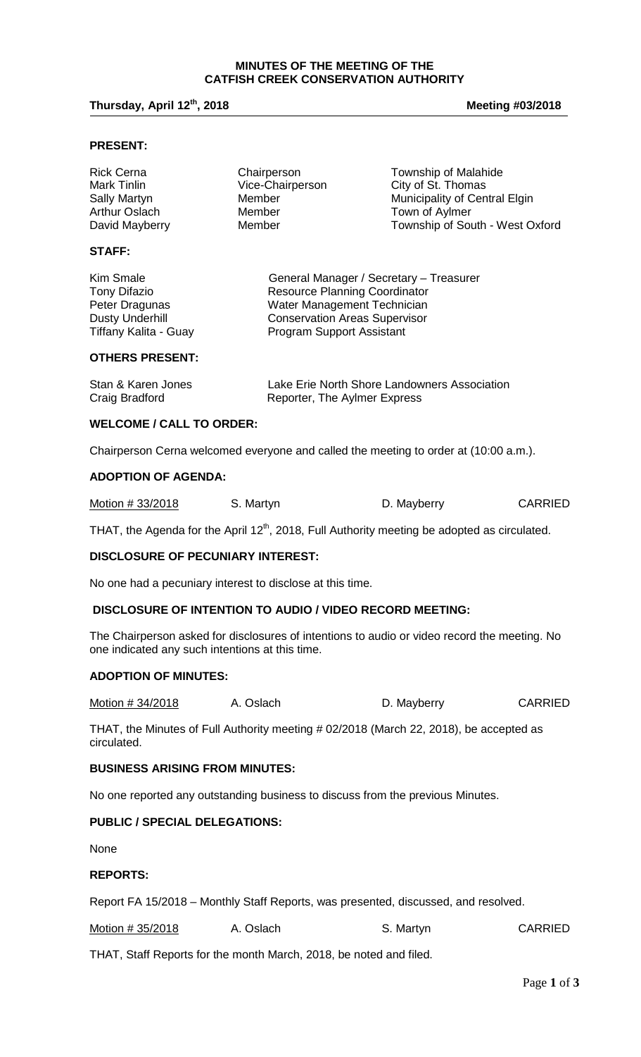# MINUTES OF THE MEETING OF THE CATFISH CREEK CONSERVATION AUTHORITY

**Thursday, April 12th, 2018** **Meeting #03/2018**

## PRESENT:

| | | |
|---|---|---|
| Rick Cerna | Chairperson | Township of Malahide |
| Mark Tinlin | Vice-Chairperson | City of St. Thomas |
| Sally Martyn | Member | Municipality of Central Elgin |
| Arthur Oslach | Member | Town of Aylmer |
| David Mayberry | Member | Township of South - West Oxford |

## STAFF:

| | |
|---|---|
| Kim Smale | General Manager / Secretary – Treasurer |
| Tony Difazio | Resource Planning Coordinator |
| Peter Dragunas | Water Management Technician |
| Dusty Underhill | Conservation Areas Supervisor |
| Tiffany Kalita - Guay | Program Support Assistant |

## OTHERS PRESENT:

| | |
|---|---|
| Stan & Karen Jones | Lake Erie North Shore Landowners Association |
| Craig Bradford | Reporter, The Aylmer Express |

## WELCOME / CALL TO ORDER:

Chairperson Cerna welcomed everyone and called the meeting to order at (10:00 a.m.).

## ADOPTION OF AGENDA:

| Motion # 33/2018 | S. Martyn | D. Mayberry | CARRIED |
|---|---|---|---|

THAT, the Agenda for the April 12th, 2018, Full Authority meeting be adopted as circulated.

## DISCLOSURE OF PECUNIARY INTEREST:

No one had a pecuniary interest to disclose at this time.

## DISCLOSURE OF INTENTION TO AUDIO / VIDEO RECORD MEETING:

The Chairperson asked for disclosures of intentions to audio or video record the meeting. No one indicated any such intentions at this time.

## ADOPTION OF MINUTES:

| Motion # 34/2018 | A. Oslach | D. Mayberry | CARRIED |
|---|---|---|---|

THAT, the Minutes of Full Authority meeting # 02/2018 (March 22, 2018), be accepted as circulated.

## BUSINESS ARISING FROM MINUTES:

No one reported any outstanding business to discuss from the previous Minutes.

## PUBLIC / SPECIAL DELEGATIONS:

None

## REPORTS:

Report FA 15/2018 – Monthly Staff Reports, was presented, discussed, and resolved.

| Motion # 35/2018 | A. Oslach | S. Martyn | CARRIED |
|---|---|---|---|

THAT, Staff Reports for the month March, 2018, be noted and filed.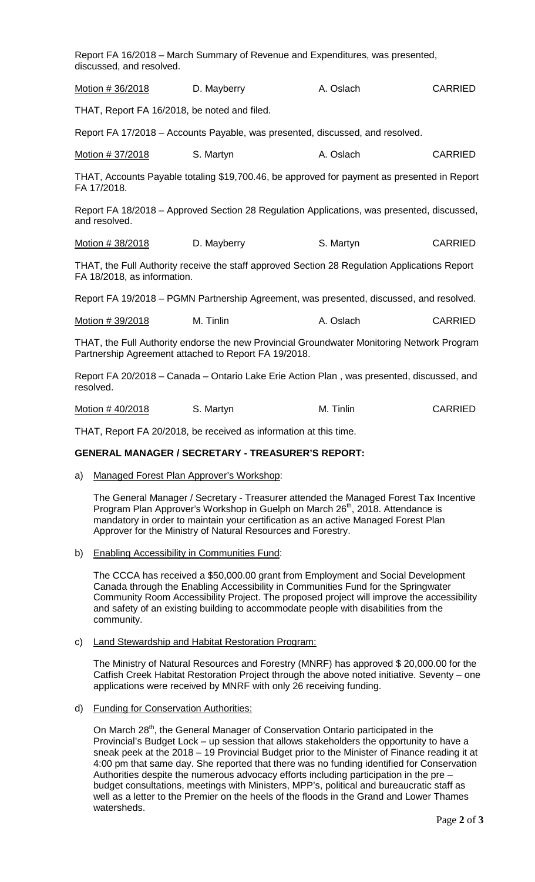Report FA 16/2018 – March Summary of Revenue and Expenditures, was presented, discussed, and resolved.

| Motion # 36/2018 | D. Mayberry | A. Oslach | CARRIED |
|---|---|---|---|

THAT, Report FA 16/2018, be noted and filed.

Report FA 17/2018 – Accounts Payable, was presented, discussed, and resolved.

| Motion # 37/2018 | S. Martyn | A. Oslach | CARRIED |
|---|---|---|---|

THAT, Accounts Payable totaling $19,700.46, be approved for payment as presented in Report FA 17/2018.

Report FA 18/2018 – Approved Section 28 Regulation Applications, was presented, discussed, and resolved.

| Motion # 38/2018 | D. Mayberry | S. Martyn | CARRIED |
|---|---|---|---|

THAT, the Full Authority receive the staff approved Section 28 Regulation Applications Report FA 18/2018, as information.

Report FA 19/2018 – PGMN Partnership Agreement, was presented, discussed, and resolved.

| Motion # 39/2018 | M. Tinlin | A. Oslach | CARRIED |
|---|---|---|---|

THAT, the Full Authority endorse the new Provincial Groundwater Monitoring Network Program Partnership Agreement attached to Report FA 19/2018.

Report FA 20/2018 – Canada – Ontario Lake Erie Action Plan , was presented, discussed, and resolved.

| Motion # 40/2018 | S. Martyn | M. Tinlin | CARRIED |
|---|---|---|---|

THAT, Report FA 20/2018, be received as information at this time.

**GENERAL MANAGER / SECRETARY - TREASURER'S REPORT:**

a) Managed Forest Plan Approver's Workshop:

The General Manager / Secretary - Treasurer attended the Managed Forest Tax Incentive Program Plan Approver's Workshop in Guelph on March 26th, 2018. Attendance is mandatory in order to maintain your certification as an active Managed Forest Plan Approver for the Ministry of Natural Resources and Forestry.

b) Enabling Accessibility in Communities Fund:

The CCCA has received a $50,000.00 grant from Employment and Social Development Canada through the Enabling Accessibility in Communities Fund for the Springwater Community Room Accessibility Project. The proposed project will improve the accessibility and safety of an existing building to accommodate people with disabilities from the community.

c) Land Stewardship and Habitat Restoration Program:

The Ministry of Natural Resources and Forestry (MNRF) has approved $ 20,000.00 for the Catfish Creek Habitat Restoration Project through the above noted initiative. Seventy – one applications were received by MNRF with only 26 receiving funding.

d) Funding for Conservation Authorities:

On March 28th, the General Manager of Conservation Ontario participated in the Provincial's Budget Lock – up session that allows stakeholders the opportunity to have a sneak peek at the 2018 – 19 Provincial Budget prior to the Minister of Finance reading it at 4:00 pm that same day. She reported that there was no funding identified for Conservation Authorities despite the numerous advocacy efforts including participation in the pre – budget consultations, meetings with Ministers, MPP's, political and bureaucratic staff as well as a letter to the Premier on the heels of the floods in the Grand and Lower Thames watersheds.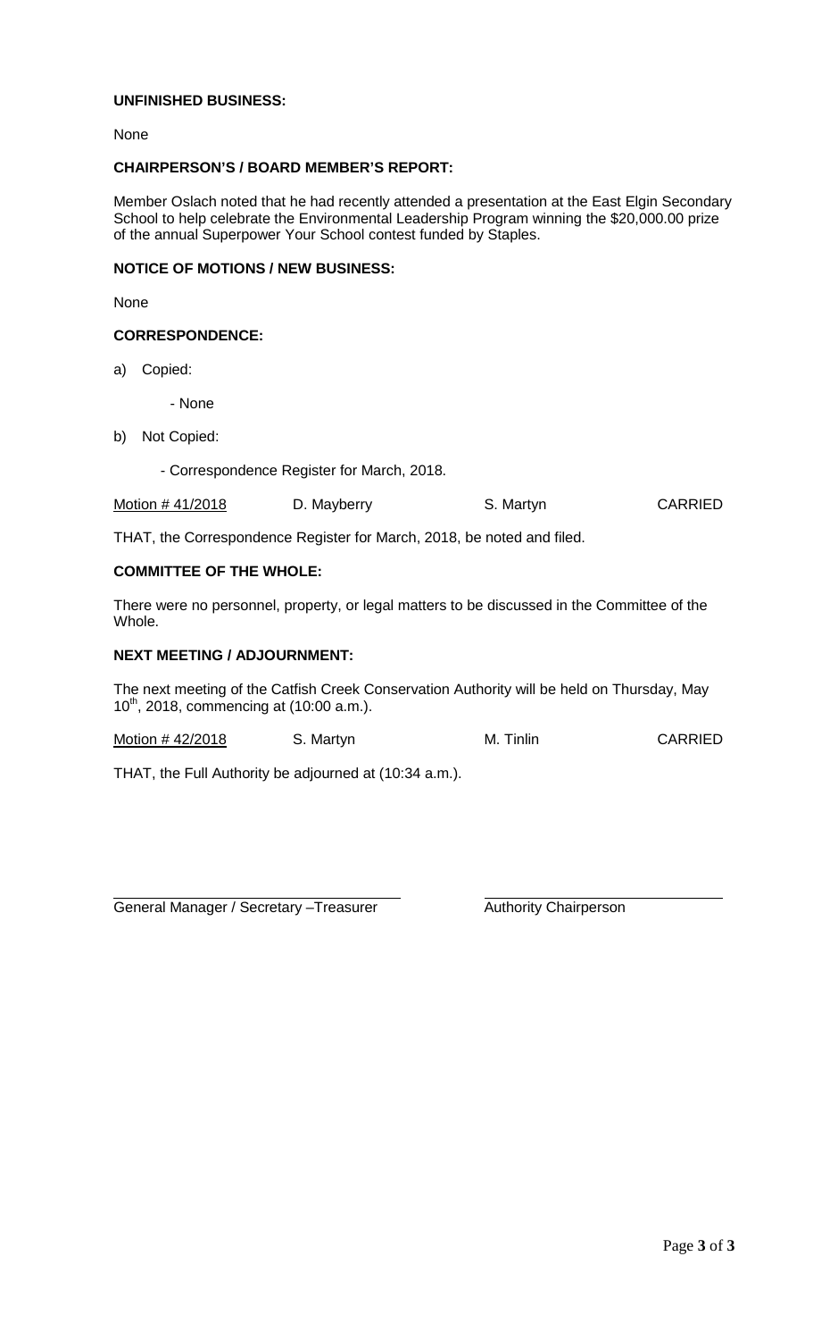**UNFINISHED BUSINESS:**

None

**CHAIRPERSON'S / BOARD MEMBER'S REPORT:**

Member Oslach noted that he had recently attended a presentation at the East Elgin Secondary School to help celebrate the Environmental Leadership Program winning the $20,000.00 prize of the annual Superpower Your School contest funded by Staples.

**NOTICE OF MOTIONS / NEW BUSINESS:**

None

**CORRESPONDENCE:**

a) Copied:

- None

b) Not Copied:

- Correspondence Register for March, 2018.

| | | | |
|---|---|---|---|
| Motion # 41/2018 | D. Mayberry | S. Martyn | CARRIED |

THAT, the Correspondence Register for March, 2018, be noted and filed.

**COMMITTEE OF THE WHOLE:**

There were no personnel, property, or legal matters to be discussed in the Committee of the Whole.

**NEXT MEETING / ADJOURNMENT:**

The next meeting of the Catfish Creek Conservation Authority will be held on Thursday, May 10th, 2018, commencing at (10:00 a.m.).

| | | | |
|---|---|---|---|
| Motion # 42/2018 | S. Martyn | M. Tinlin | CARRIED |

THAT, the Full Authority be adjourned at (10:34 a.m.).

General Manager / Secretary –Treasurer

Authority Chairperson